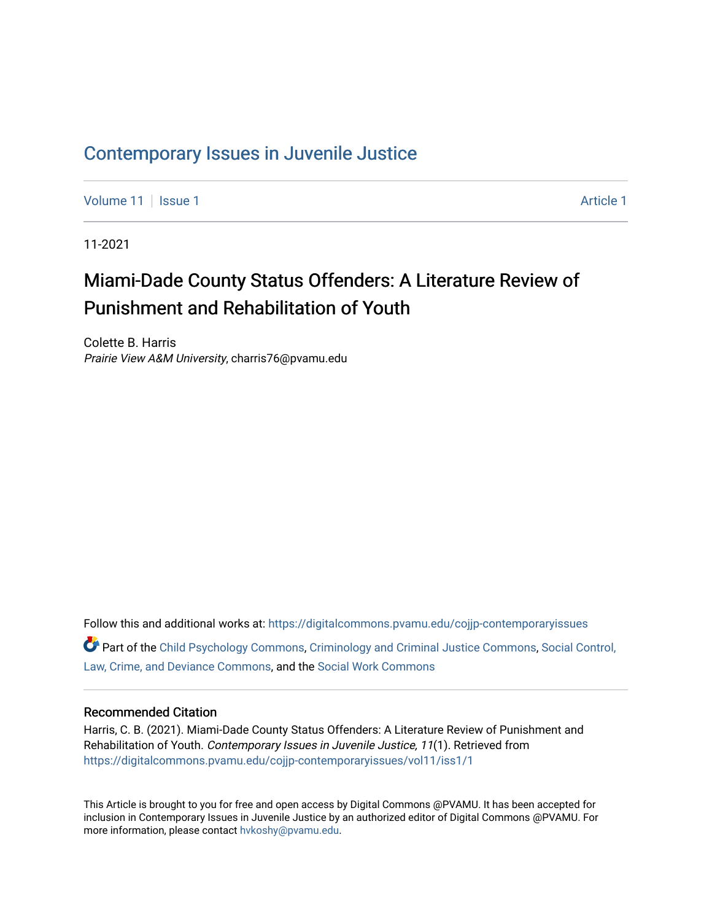# Contemporary Issues in Juvenile Justice

Volume 11 | Issue 1 | Article 1

11-2021

## Miami-Dade County Status Offenders: A Literature Review of Punishment and Rehabilitation of Youth

Colette B. Harris
*Prairie View A&M University*, charris76@pvamu.edu

Follow this and additional works at: https://digitalcommons.pvamu.edu/cojjp-contemporaryissues

Part of the Child Psychology Commons, Criminology and Criminal Justice Commons, Social Control, Law, Crime, and Deviance Commons, and the Social Work Commons

### Recommended Citation

Harris, C. B. (2021). Miami-Dade County Status Offenders: A Literature Review of Punishment and Rehabilitation of Youth. *Contemporary Issues in Juvenile Justice, 11*(1). Retrieved from https://digitalcommons.pvamu.edu/cojjp-contemporaryissues/vol11/iss1/1

This Article is brought to you for free and open access by Digital Commons @PVAMU. It has been accepted for inclusion in Contemporary Issues in Juvenile Justice by an authorized editor of Digital Commons @PVAMU. For more information, please contact hvkoshy@pvamu.edu.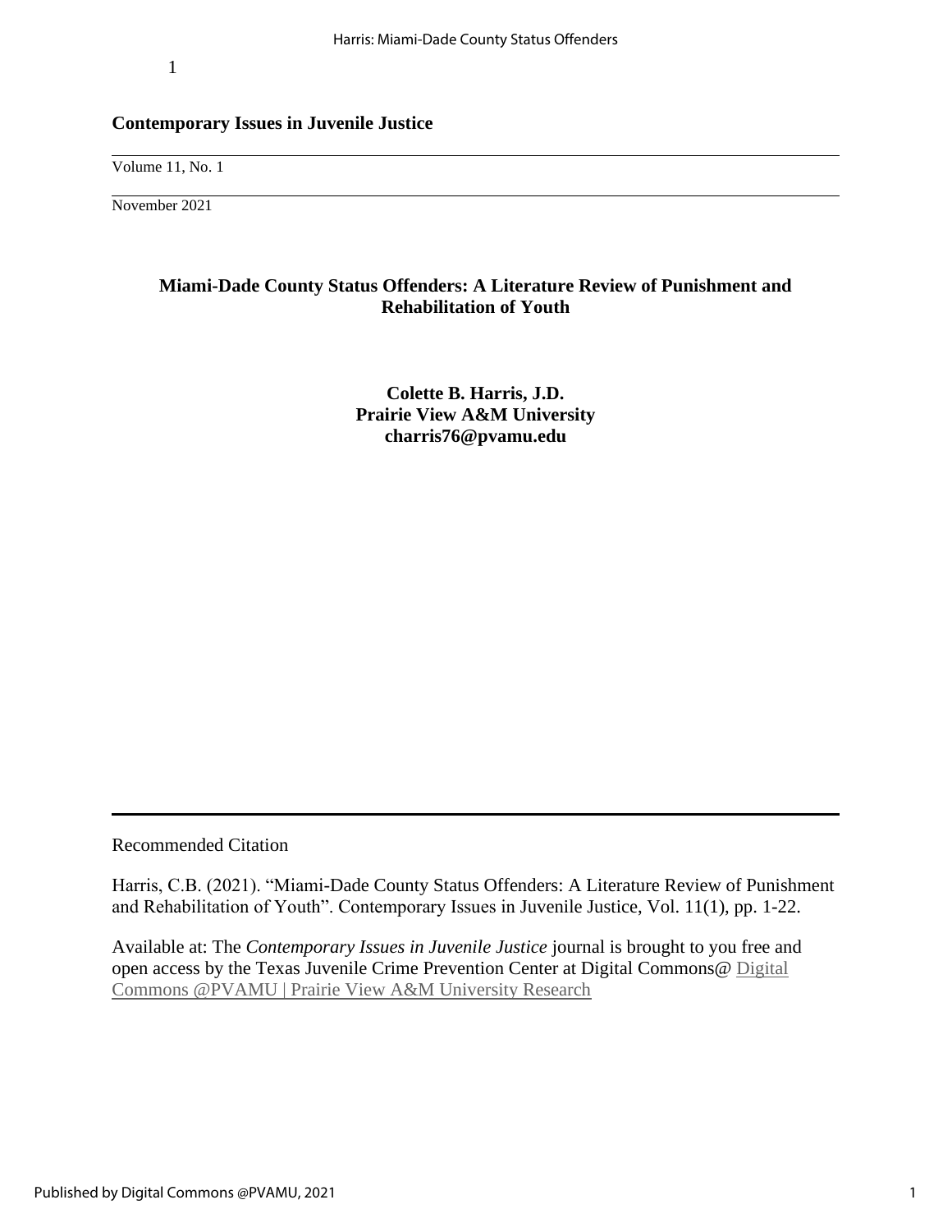# Contemporary Issues in Juvenile Justice

Volume 11, No. 1

November 2021

## Miami-Dade County Status Offenders: A Literature Review of Punishment and Rehabilitation of Youth

**Colette B. Harris, J.D.**
**Prairie View A&M University**
**charris76@pvamu.edu**

---

Recommended Citation

Harris, C.B. (2021). "Miami-Dade County Status Offenders: A Literature Review of Punishment and Rehabilitation of Youth". Contemporary Issues in Juvenile Justice, Vol. 11(1), pp. 1-22.

Available at: The *Contemporary Issues in Juvenile Justice* journal is brought to you free and open access by the Texas Juvenile Crime Prevention Center at Digital Commons@ Digital Commons @PVAMU | Prairie View A&M University Research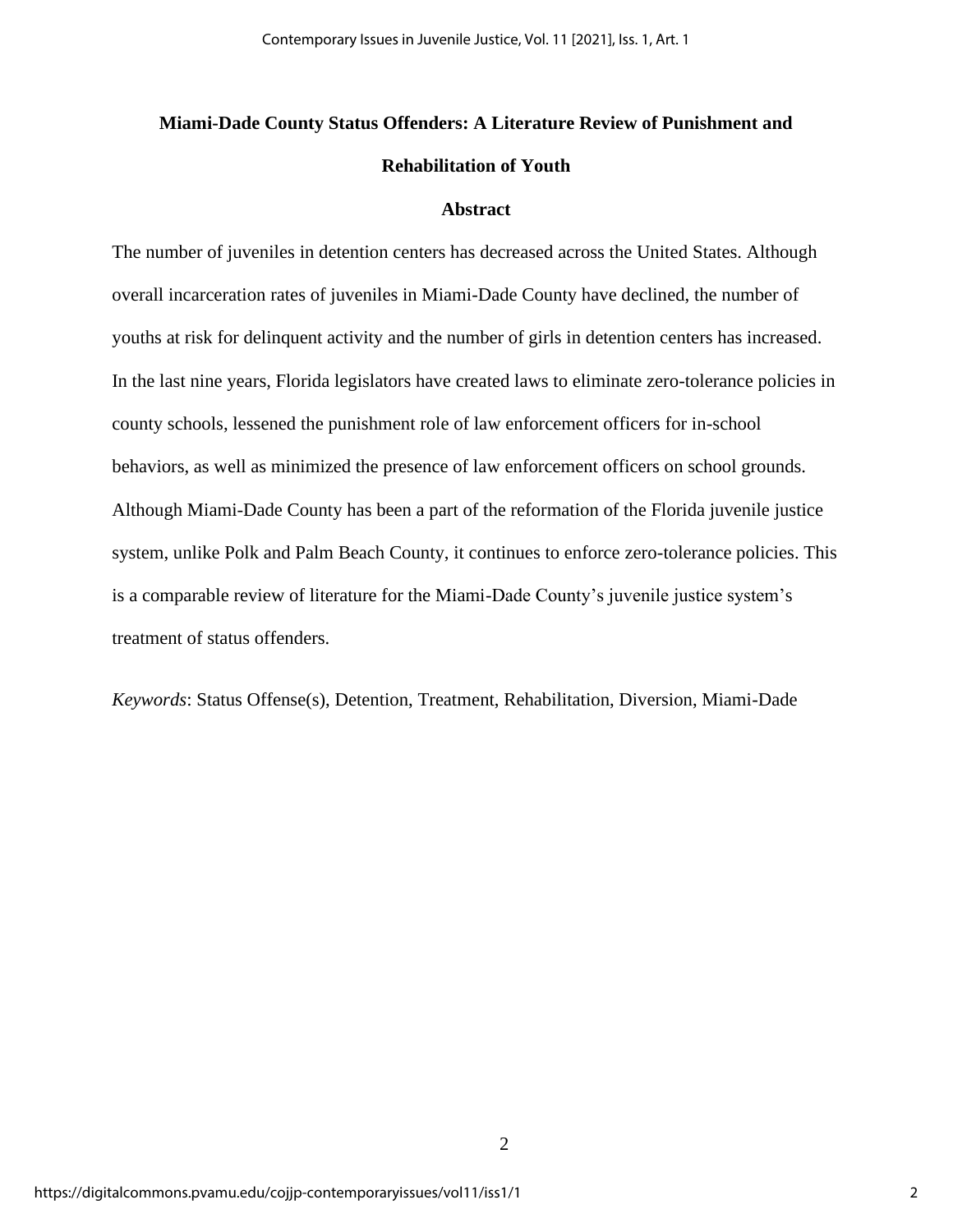# Miami-Dade County Status Offenders: A Literature Review of Punishment and Rehabilitation of Youth

## Abstract

The number of juveniles in detention centers has decreased across the United States. Although overall incarceration rates of juveniles in Miami-Dade County have declined, the number of youths at risk for delinquent activity and the number of girls in detention centers has increased. In the last nine years, Florida legislators have created laws to eliminate zero-tolerance policies in county schools, lessened the punishment role of law enforcement officers for in-school behaviors, as well as minimized the presence of law enforcement officers on school grounds. Although Miami-Dade County has been a part of the reformation of the Florida juvenile justice system, unlike Polk and Palm Beach County, it continues to enforce zero-tolerance policies. This is a comparable review of literature for the Miami-Dade County's juvenile justice system's treatment of status offenders.

*Keywords*: Status Offense(s), Detention, Treatment, Rehabilitation, Diversion, Miami-Dade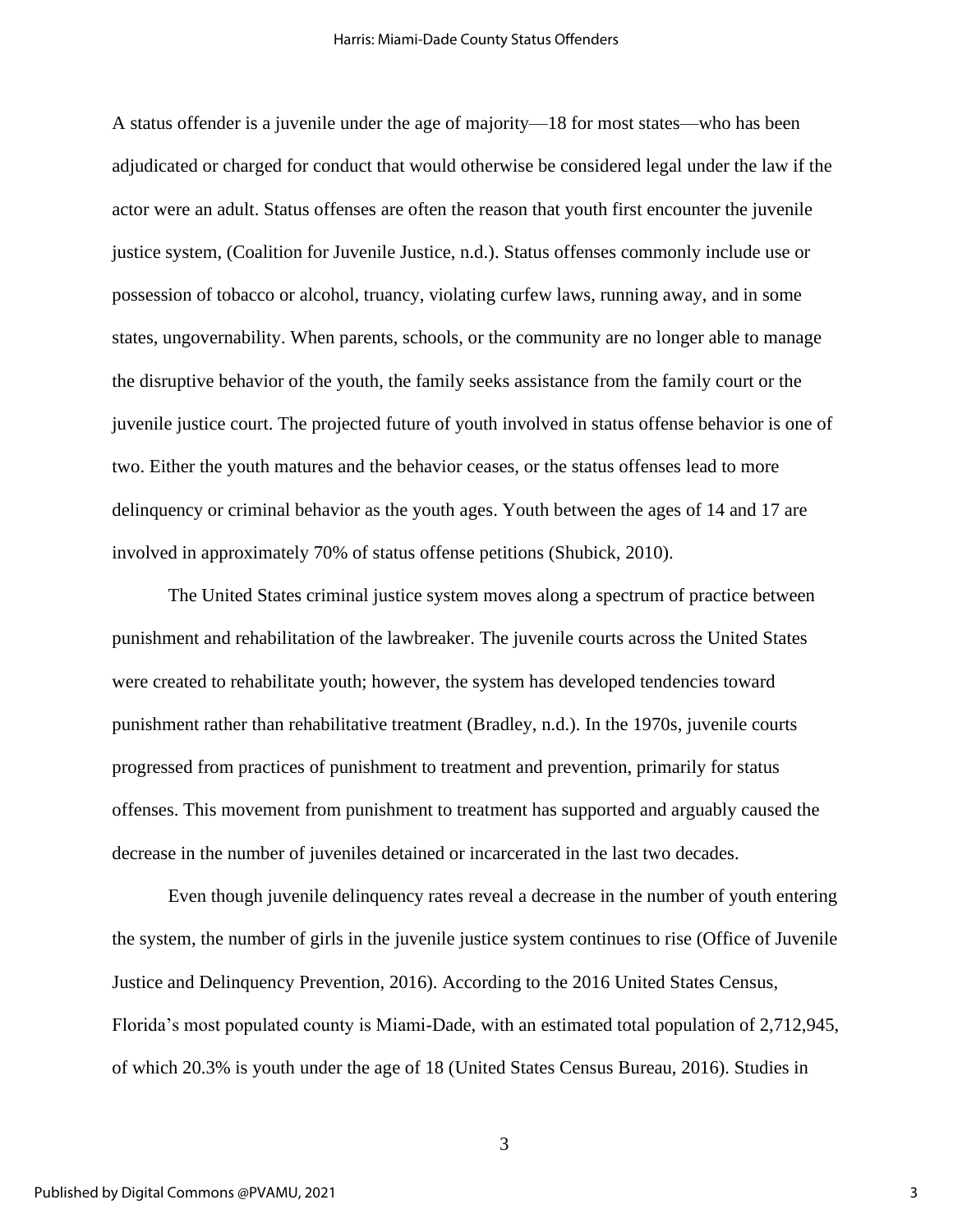A status offender is a juvenile under the age of majority—18 for most states—who has been adjudicated or charged for conduct that would otherwise be considered legal under the law if the actor were an adult. Status offenses are often the reason that youth first encounter the juvenile justice system, (Coalition for Juvenile Justice, n.d.). Status offenses commonly include use or possession of tobacco or alcohol, truancy, violating curfew laws, running away, and in some states, ungovernability. When parents, schools, or the community are no longer able to manage the disruptive behavior of the youth, the family seeks assistance from the family court or the juvenile justice court. The projected future of youth involved in status offense behavior is one of two. Either the youth matures and the behavior ceases, or the status offenses lead to more delinquency or criminal behavior as the youth ages. Youth between the ages of 14 and 17 are involved in approximately 70% of status offense petitions (Shubick, 2010).

The United States criminal justice system moves along a spectrum of practice between punishment and rehabilitation of the lawbreaker. The juvenile courts across the United States were created to rehabilitate youth; however, the system has developed tendencies toward punishment rather than rehabilitative treatment (Bradley, n.d.). In the 1970s, juvenile courts progressed from practices of punishment to treatment and prevention, primarily for status offenses. This movement from punishment to treatment has supported and arguably caused the decrease in the number of juveniles detained or incarcerated in the last two decades.

Even though juvenile delinquency rates reveal a decrease in the number of youth entering the system, the number of girls in the juvenile justice system continues to rise (Office of Juvenile Justice and Delinquency Prevention, 2016). According to the 2016 United States Census, Florida's most populated county is Miami-Dade, with an estimated total population of 2,712,945, of which 20.3% is youth under the age of 18 (United States Census Bureau, 2016). Studies in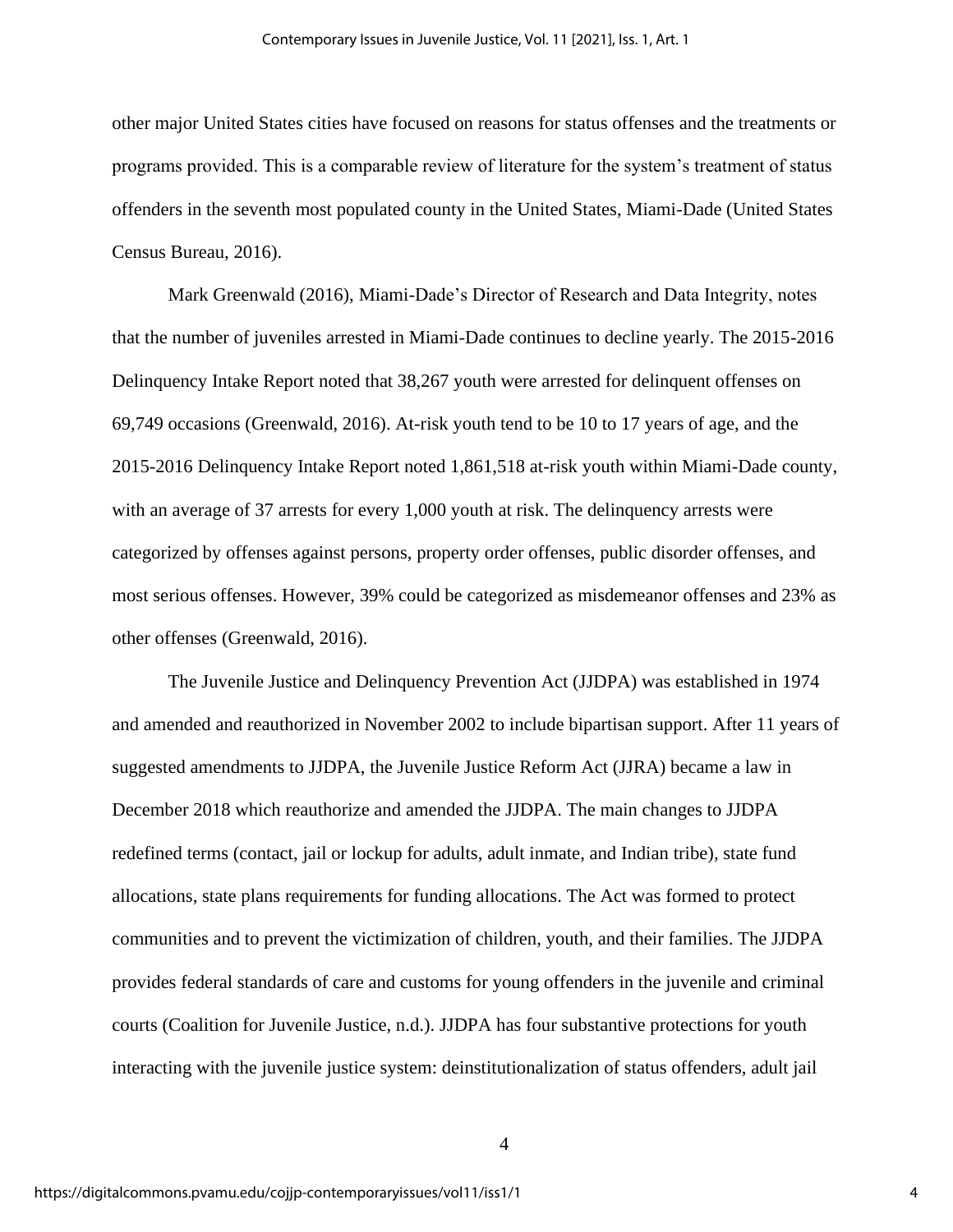other major United States cities have focused on reasons for status offenses and the treatments or programs provided. This is a comparable review of literature for the system's treatment of status offenders in the seventh most populated county in the United States, Miami-Dade (United States Census Bureau, 2016).

Mark Greenwald (2016), Miami-Dade's Director of Research and Data Integrity, notes that the number of juveniles arrested in Miami-Dade continues to decline yearly. The 2015-2016 Delinquency Intake Report noted that 38,267 youth were arrested for delinquent offenses on 69,749 occasions (Greenwald, 2016). At-risk youth tend to be 10 to 17 years of age, and the 2015-2016 Delinquency Intake Report noted 1,861,518 at-risk youth within Miami-Dade county, with an average of 37 arrests for every 1,000 youth at risk. The delinquency arrests were categorized by offenses against persons, property order offenses, public disorder offenses, and most serious offenses. However, 39% could be categorized as misdemeanor offenses and 23% as other offenses (Greenwald, 2016).

The Juvenile Justice and Delinquency Prevention Act (JJDPA) was established in 1974 and amended and reauthorized in November 2002 to include bipartisan support. After 11 years of suggested amendments to JJDPA, the Juvenile Justice Reform Act (JJRA) became a law in December 2018 which reauthorize and amended the JJDPA. The main changes to JJDPA redefined terms (contact, jail or lockup for adults, adult inmate, and Indian tribe), state fund allocations, state plans requirements for funding allocations. The Act was formed to protect communities and to prevent the victimization of children, youth, and their families. The JJDPA provides federal standards of care and customs for young offenders in the juvenile and criminal courts (Coalition for Juvenile Justice, n.d.). JJDPA has four substantive protections for youth interacting with the juvenile justice system: deinstitutionalization of status offenders, adult jail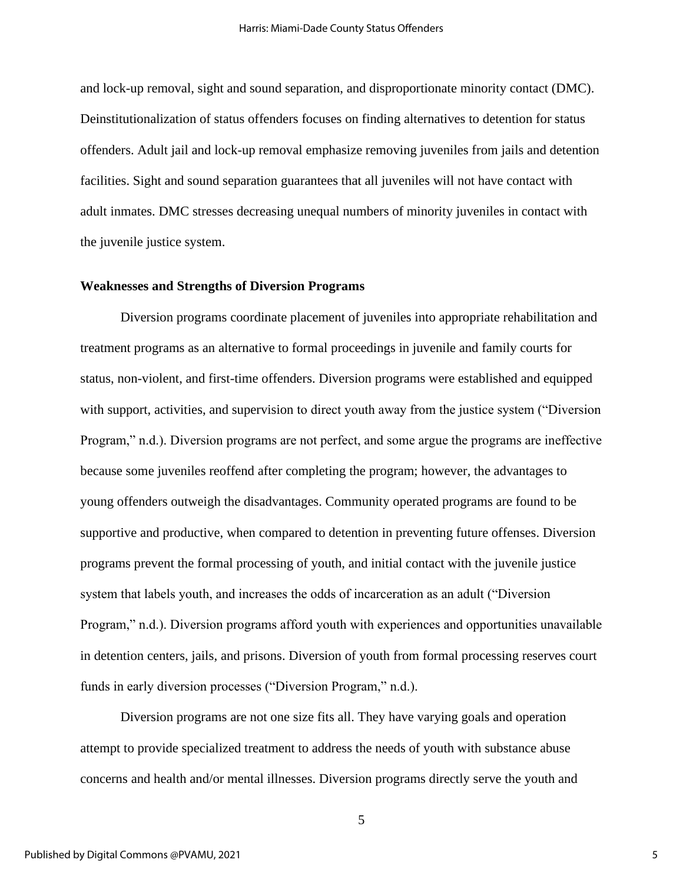and lock-up removal, sight and sound separation, and disproportionate minority contact (DMC). Deinstitutionalization of status offenders focuses on finding alternatives to detention for status offenders. Adult jail and lock-up removal emphasize removing juveniles from jails and detention facilities. Sight and sound separation guarantees that all juveniles will not have contact with adult inmates. DMC stresses decreasing unequal numbers of minority juveniles in contact with the juvenile justice system.

**Weaknesses and Strengths of Diversion Programs**

Diversion programs coordinate placement of juveniles into appropriate rehabilitation and treatment programs as an alternative to formal proceedings in juvenile and family courts for status, non-violent, and first-time offenders. Diversion programs were established and equipped with support, activities, and supervision to direct youth away from the justice system ("Diversion Program," n.d.). Diversion programs are not perfect, and some argue the programs are ineffective because some juveniles reoffend after completing the program; however, the advantages to young offenders outweigh the disadvantages. Community operated programs are found to be supportive and productive, when compared to detention in preventing future offenses. Diversion programs prevent the formal processing of youth, and initial contact with the juvenile justice system that labels youth, and increases the odds of incarceration as an adult ("Diversion Program," n.d.). Diversion programs afford youth with experiences and opportunities unavailable in detention centers, jails, and prisons. Diversion of youth from formal processing reserves court funds in early diversion processes ("Diversion Program," n.d.).

Diversion programs are not one size fits all. They have varying goals and operation attempt to provide specialized treatment to address the needs of youth with substance abuse concerns and health and/or mental illnesses. Diversion programs directly serve the youth and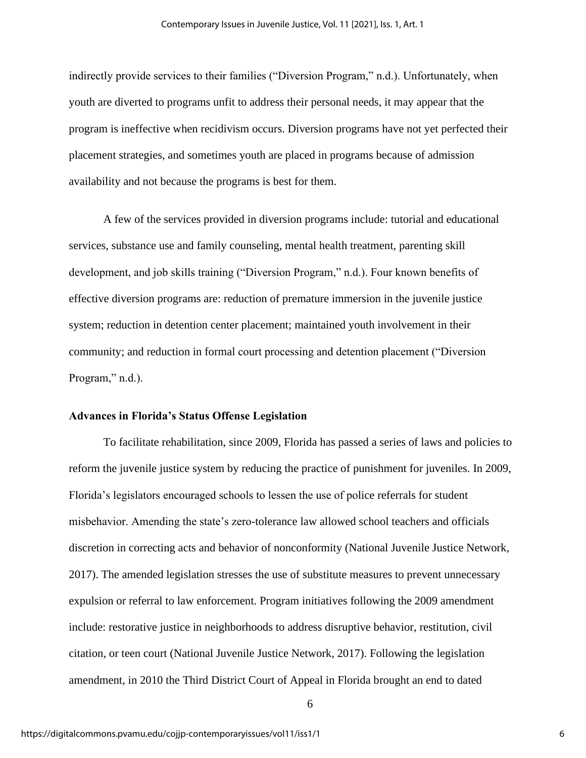indirectly provide services to their families ("Diversion Program," n.d.). Unfortunately, when youth are diverted to programs unfit to address their personal needs, it may appear that the program is ineffective when recidivism occurs. Diversion programs have not yet perfected their placement strategies, and sometimes youth are placed in programs because of admission availability and not because the programs is best for them.

A few of the services provided in diversion programs include: tutorial and educational services, substance use and family counseling, mental health treatment, parenting skill development, and job skills training ("Diversion Program," n.d.). Four known benefits of effective diversion programs are: reduction of premature immersion in the juvenile justice system; reduction in detention center placement; maintained youth involvement in their community; and reduction in formal court processing and detention placement ("Diversion Program," n.d.).

### Advances in Florida's Status Offense Legislation

To facilitate rehabilitation, since 2009, Florida has passed a series of laws and policies to reform the juvenile justice system by reducing the practice of punishment for juveniles. In 2009, Florida's legislators encouraged schools to lessen the use of police referrals for student misbehavior. Amending the state's zero-tolerance law allowed school teachers and officials discretion in correcting acts and behavior of nonconformity (National Juvenile Justice Network, 2017). The amended legislation stresses the use of substitute measures to prevent unnecessary expulsion or referral to law enforcement. Program initiatives following the 2009 amendment include: restorative justice in neighborhoods to address disruptive behavior, restitution, civil citation, or teen court (National Juvenile Justice Network, 2017). Following the legislation amendment, in 2010 the Third District Court of Appeal in Florida brought an end to dated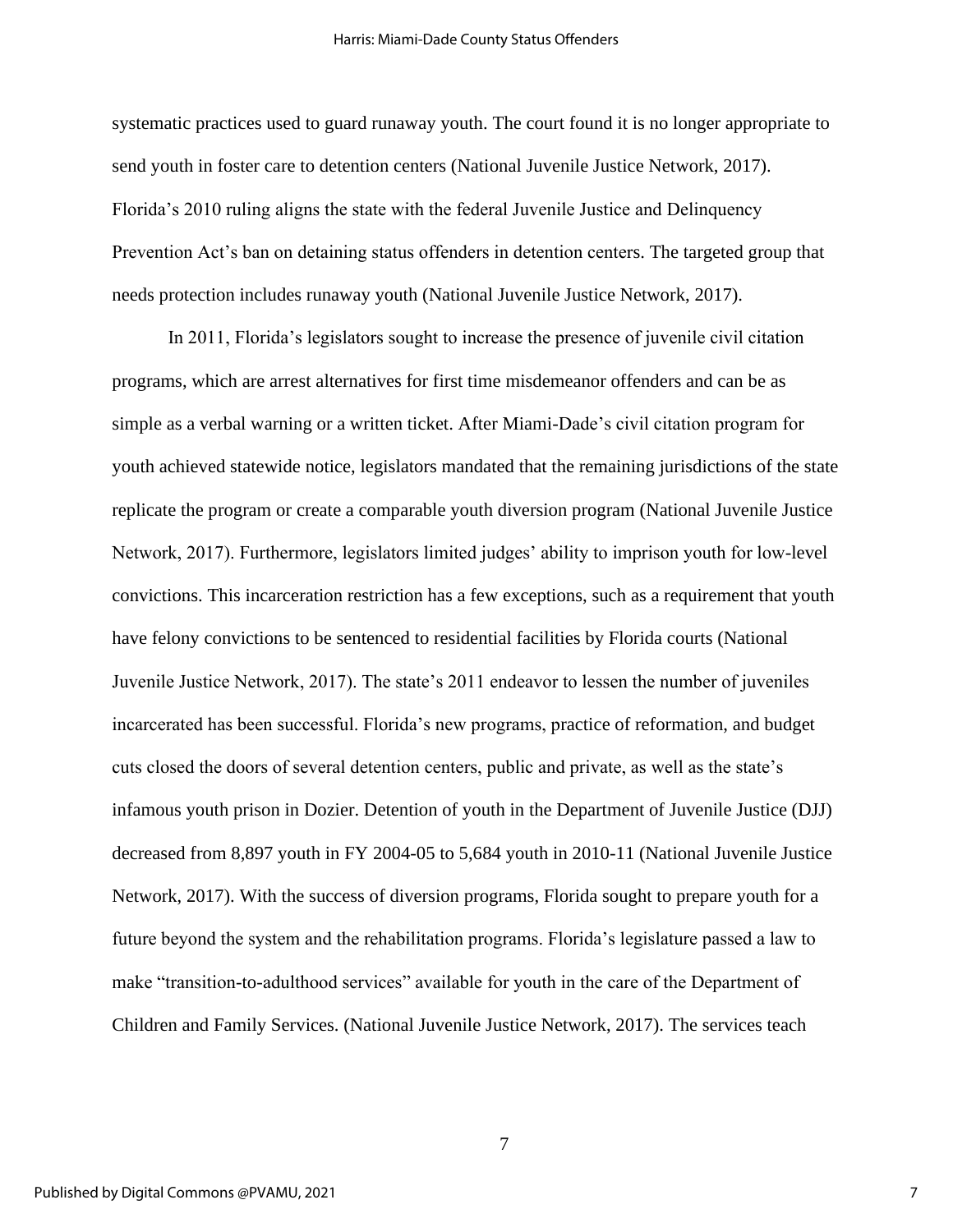systematic practices used to guard runaway youth. The court found it is no longer appropriate to send youth in foster care to detention centers (National Juvenile Justice Network, 2017). Florida's 2010 ruling aligns the state with the federal Juvenile Justice and Delinquency Prevention Act's ban on detaining status offenders in detention centers. The targeted group that needs protection includes runaway youth (National Juvenile Justice Network, 2017).

In 2011, Florida's legislators sought to increase the presence of juvenile civil citation programs, which are arrest alternatives for first time misdemeanor offenders and can be as simple as a verbal warning or a written ticket. After Miami-Dade's civil citation program for youth achieved statewide notice, legislators mandated that the remaining jurisdictions of the state replicate the program or create a comparable youth diversion program (National Juvenile Justice Network, 2017). Furthermore, legislators limited judges' ability to imprison youth for low-level convictions. This incarceration restriction has a few exceptions, such as a requirement that youth have felony convictions to be sentenced to residential facilities by Florida courts (National Juvenile Justice Network, 2017). The state's 2011 endeavor to lessen the number of juveniles incarcerated has been successful. Florida's new programs, practice of reformation, and budget cuts closed the doors of several detention centers, public and private, as well as the state's infamous youth prison in Dozier. Detention of youth in the Department of Juvenile Justice (DJJ) decreased from 8,897 youth in FY 2004-05 to 5,684 youth in 2010-11 (National Juvenile Justice Network, 2017). With the success of diversion programs, Florida sought to prepare youth for a future beyond the system and the rehabilitation programs. Florida's legislature passed a law to make "transition-to-adulthood services" available for youth in the care of the Department of Children and Family Services. (National Juvenile Justice Network, 2017). The services teach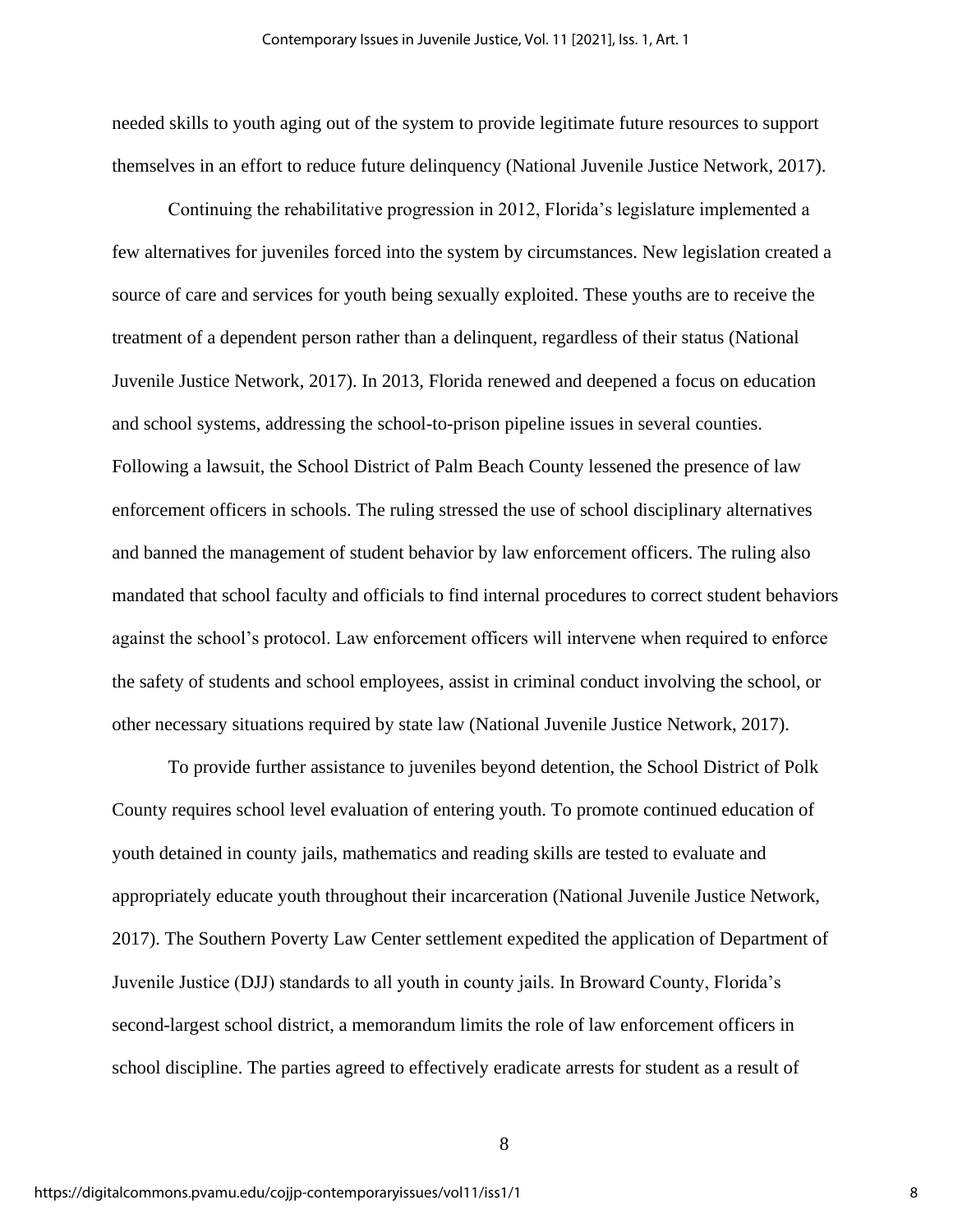needed skills to youth aging out of the system to provide legitimate future resources to support themselves in an effort to reduce future delinquency (National Juvenile Justice Network, 2017).

Continuing the rehabilitative progression in 2012, Florida's legislature implemented a few alternatives for juveniles forced into the system by circumstances. New legislation created a source of care and services for youth being sexually exploited. These youths are to receive the treatment of a dependent person rather than a delinquent, regardless of their status (National Juvenile Justice Network, 2017). In 2013, Florida renewed and deepened a focus on education and school systems, addressing the school-to-prison pipeline issues in several counties. Following a lawsuit, the School District of Palm Beach County lessened the presence of law enforcement officers in schools. The ruling stressed the use of school disciplinary alternatives and banned the management of student behavior by law enforcement officers. The ruling also mandated that school faculty and officials to find internal procedures to correct student behaviors against the school's protocol. Law enforcement officers will intervene when required to enforce the safety of students and school employees, assist in criminal conduct involving the school, or other necessary situations required by state law (National Juvenile Justice Network, 2017).

To provide further assistance to juveniles beyond detention, the School District of Polk County requires school level evaluation of entering youth. To promote continued education of youth detained in county jails, mathematics and reading skills are tested to evaluate and appropriately educate youth throughout their incarceration (National Juvenile Justice Network, 2017). The Southern Poverty Law Center settlement expedited the application of Department of Juvenile Justice (DJJ) standards to all youth in county jails. In Broward County, Florida's second-largest school district, a memorandum limits the role of law enforcement officers in school discipline. The parties agreed to effectively eradicate arrests for student as a result of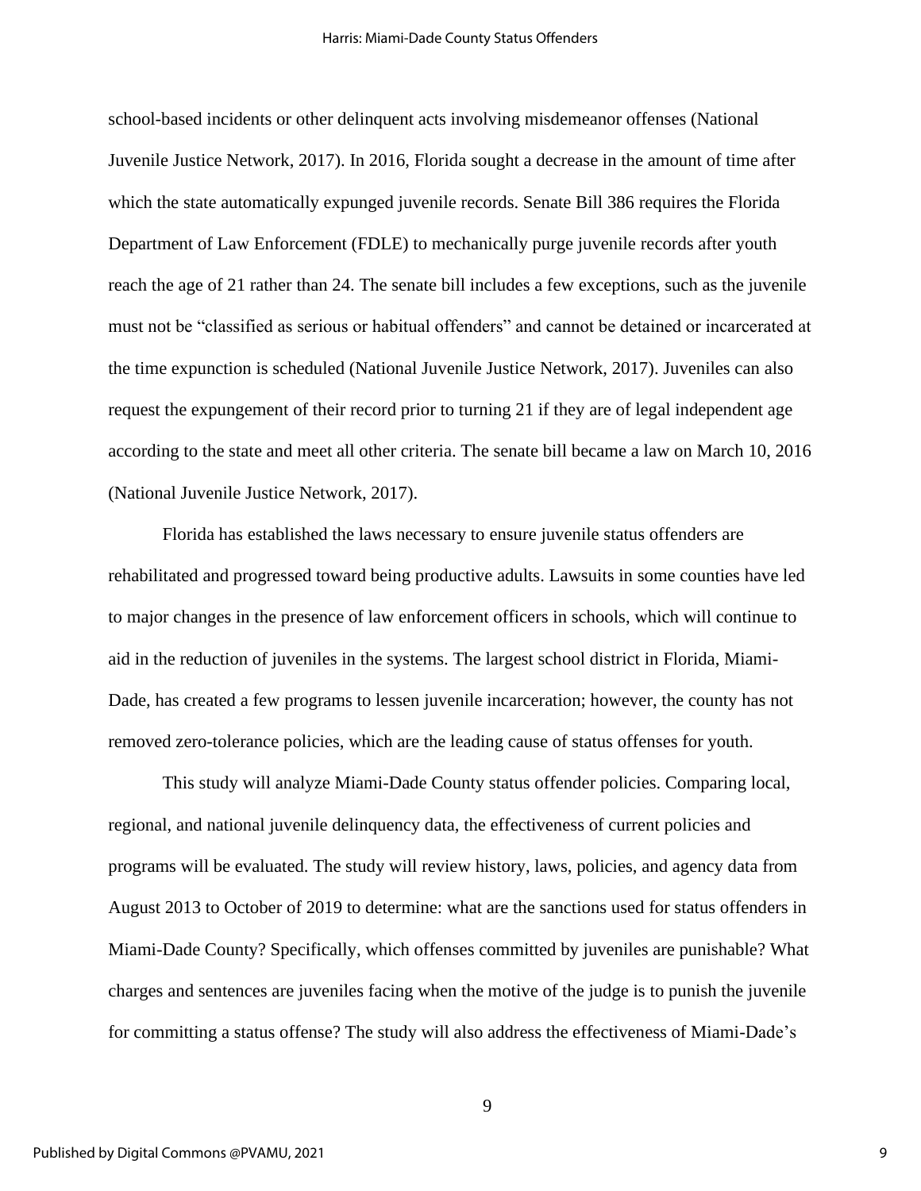school-based incidents or other delinquent acts involving misdemeanor offenses (National Juvenile Justice Network, 2017). In 2016, Florida sought a decrease in the amount of time after which the state automatically expunged juvenile records. Senate Bill 386 requires the Florida Department of Law Enforcement (FDLE) to mechanically purge juvenile records after youth reach the age of 21 rather than 24. The senate bill includes a few exceptions, such as the juvenile must not be "classified as serious or habitual offenders" and cannot be detained or incarcerated at the time expunction is scheduled (National Juvenile Justice Network, 2017). Juveniles can also request the expungement of their record prior to turning 21 if they are of legal independent age according to the state and meet all other criteria. The senate bill became a law on March 10, 2016 (National Juvenile Justice Network, 2017).

Florida has established the laws necessary to ensure juvenile status offenders are rehabilitated and progressed toward being productive adults. Lawsuits in some counties have led to major changes in the presence of law enforcement officers in schools, which will continue to aid in the reduction of juveniles in the systems. The largest school district in Florida, Miami-Dade, has created a few programs to lessen juvenile incarceration; however, the county has not removed zero-tolerance policies, which are the leading cause of status offenses for youth.

This study will analyze Miami-Dade County status offender policies. Comparing local, regional, and national juvenile delinquency data, the effectiveness of current policies and programs will be evaluated. The study will review history, laws, policies, and agency data from August 2013 to October of 2019 to determine: what are the sanctions used for status offenders in Miami-Dade County? Specifically, which offenses committed by juveniles are punishable? What charges and sentences are juveniles facing when the motive of the judge is to punish the juvenile for committing a status offense? The study will also address the effectiveness of Miami-Dade's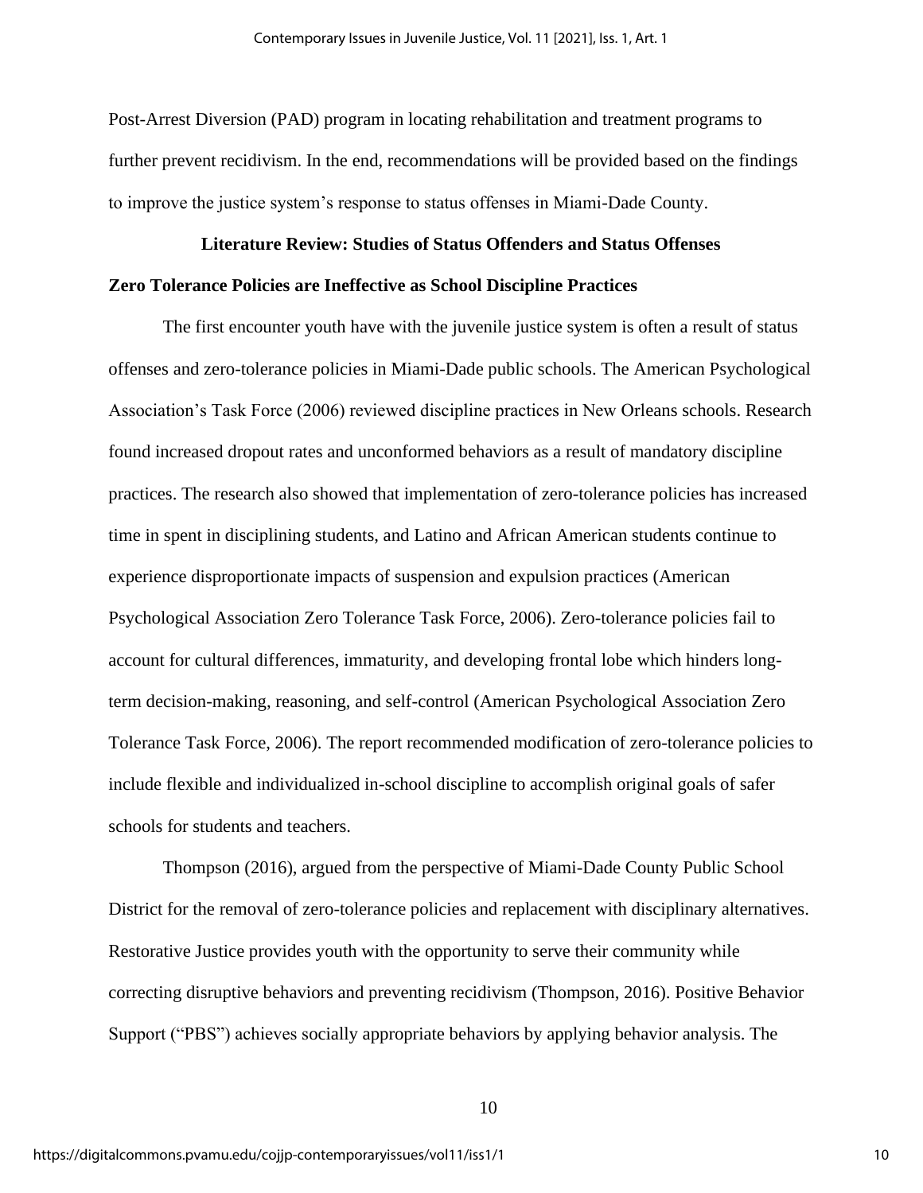Post-Arrest Diversion (PAD) program in locating rehabilitation and treatment programs to further prevent recidivism. In the end, recommendations will be provided based on the findings to improve the justice system's response to status offenses in Miami-Dade County.

## Literature Review: Studies of Status Offenders and Status Offenses

### Zero Tolerance Policies are Ineffective as School Discipline Practices

The first encounter youth have with the juvenile justice system is often a result of status offenses and zero-tolerance policies in Miami-Dade public schools. The American Psychological Association's Task Force (2006) reviewed discipline practices in New Orleans schools. Research found increased dropout rates and unconformed behaviors as a result of mandatory discipline practices. The research also showed that implementation of zero-tolerance policies has increased time in spent in disciplining students, and Latino and African American students continue to experience disproportionate impacts of suspension and expulsion practices (American Psychological Association Zero Tolerance Task Force, 2006). Zero-tolerance policies fail to account for cultural differences, immaturity, and developing frontal lobe which hinders long-term decision-making, reasoning, and self-control (American Psychological Association Zero Tolerance Task Force, 2006). The report recommended modification of zero-tolerance policies to include flexible and individualized in-school discipline to accomplish original goals of safer schools for students and teachers.

Thompson (2016), argued from the perspective of Miami-Dade County Public School District for the removal of zero-tolerance policies and replacement with disciplinary alternatives. Restorative Justice provides youth with the opportunity to serve their community while correcting disruptive behaviors and preventing recidivism (Thompson, 2016). Positive Behavior Support ("PBS") achieves socially appropriate behaviors by applying behavior analysis. The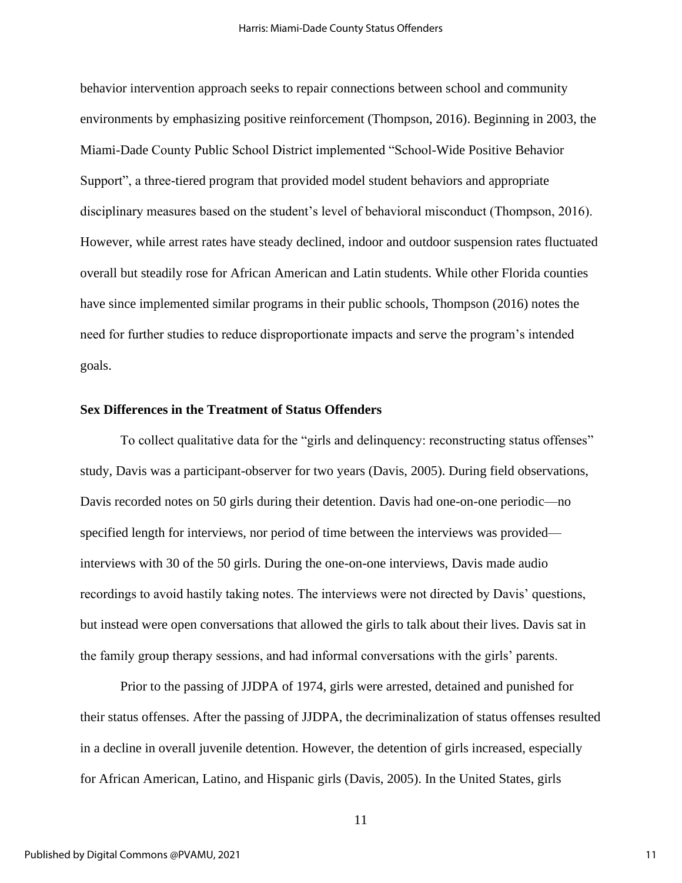behavior intervention approach seeks to repair connections between school and community environments by emphasizing positive reinforcement (Thompson, 2016). Beginning in 2003, the Miami-Dade County Public School District implemented "School-Wide Positive Behavior Support", a three-tiered program that provided model student behaviors and appropriate disciplinary measures based on the student's level of behavioral misconduct (Thompson, 2016). However, while arrest rates have steady declined, indoor and outdoor suspension rates fluctuated overall but steadily rose for African American and Latin students. While other Florida counties have since implemented similar programs in their public schools, Thompson (2016) notes the need for further studies to reduce disproportionate impacts and serve the program's intended goals.

**Sex Differences in the Treatment of Status Offenders**

To collect qualitative data for the "girls and delinquency: reconstructing status offenses" study, Davis was a participant-observer for two years (Davis, 2005). During field observations, Davis recorded notes on 50 girls during their detention. Davis had one-on-one periodic—no specified length for interviews, nor period of time between the interviews was provided—interviews with 30 of the 50 girls. During the one-on-one interviews, Davis made audio recordings to avoid hastily taking notes. The interviews were not directed by Davis' questions, but instead were open conversations that allowed the girls to talk about their lives. Davis sat in the family group therapy sessions, and had informal conversations with the girls' parents.

Prior to the passing of JJDPA of 1974, girls were arrested, detained and punished for their status offenses. After the passing of JJDPA, the decriminalization of status offenses resulted in a decline in overall juvenile detention. However, the detention of girls increased, especially for African American, Latino, and Hispanic girls (Davis, 2005). In the United States, girls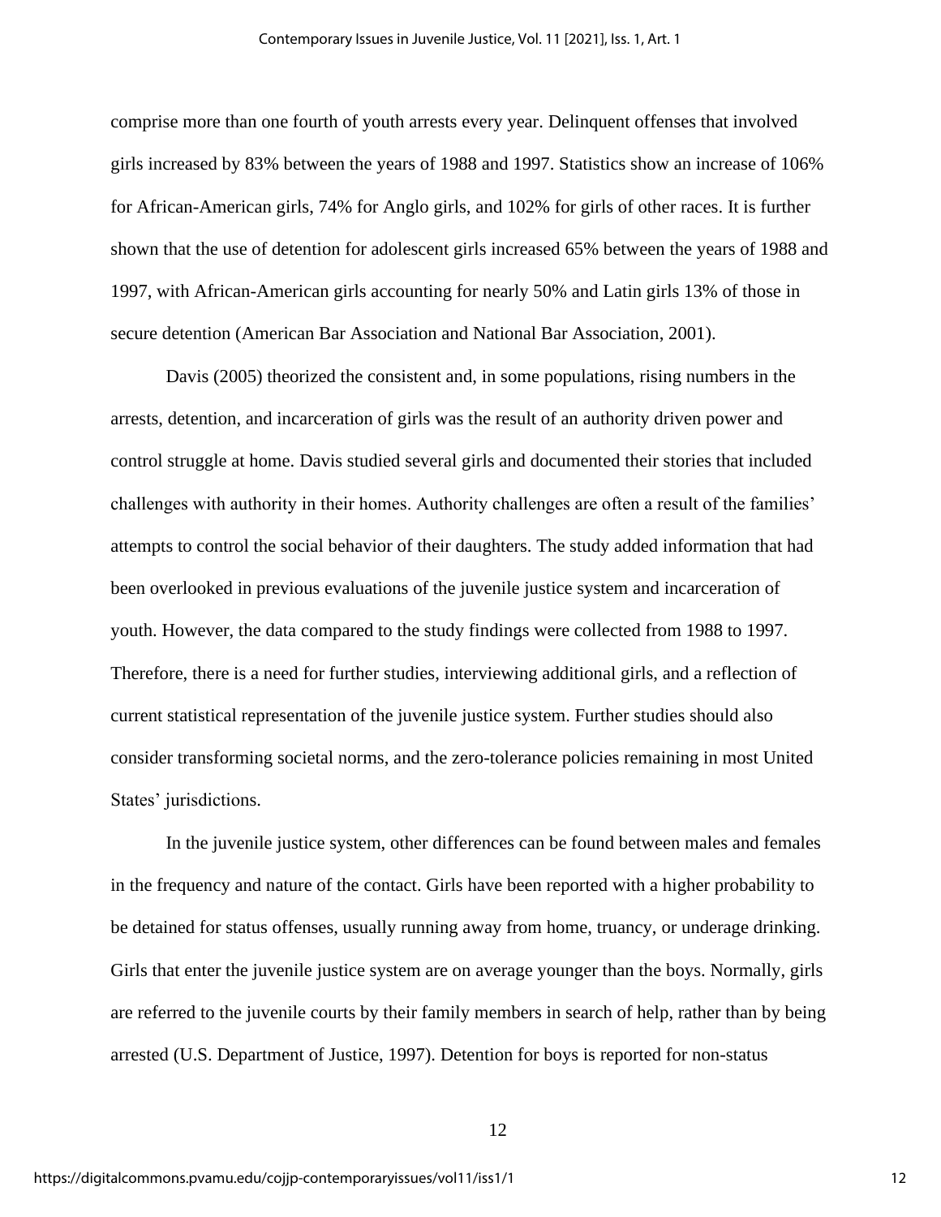comprise more than one fourth of youth arrests every year. Delinquent offenses that involved girls increased by 83% between the years of 1988 and 1997. Statistics show an increase of 106% for African-American girls, 74% for Anglo girls, and 102% for girls of other races. It is further shown that the use of detention for adolescent girls increased 65% between the years of 1988 and 1997, with African-American girls accounting for nearly 50% and Latin girls 13% of those in secure detention (American Bar Association and National Bar Association, 2001).

Davis (2005) theorized the consistent and, in some populations, rising numbers in the arrests, detention, and incarceration of girls was the result of an authority driven power and control struggle at home. Davis studied several girls and documented their stories that included challenges with authority in their homes. Authority challenges are often a result of the families' attempts to control the social behavior of their daughters. The study added information that had been overlooked in previous evaluations of the juvenile justice system and incarceration of youth. However, the data compared to the study findings were collected from 1988 to 1997. Therefore, there is a need for further studies, interviewing additional girls, and a reflection of current statistical representation of the juvenile justice system. Further studies should also consider transforming societal norms, and the zero-tolerance policies remaining in most United States' jurisdictions.

In the juvenile justice system, other differences can be found between males and females in the frequency and nature of the contact. Girls have been reported with a higher probability to be detained for status offenses, usually running away from home, truancy, or underage drinking. Girls that enter the juvenile justice system are on average younger than the boys. Normally, girls are referred to the juvenile courts by their family members in search of help, rather than by being arrested (U.S. Department of Justice, 1997). Detention for boys is reported for non-status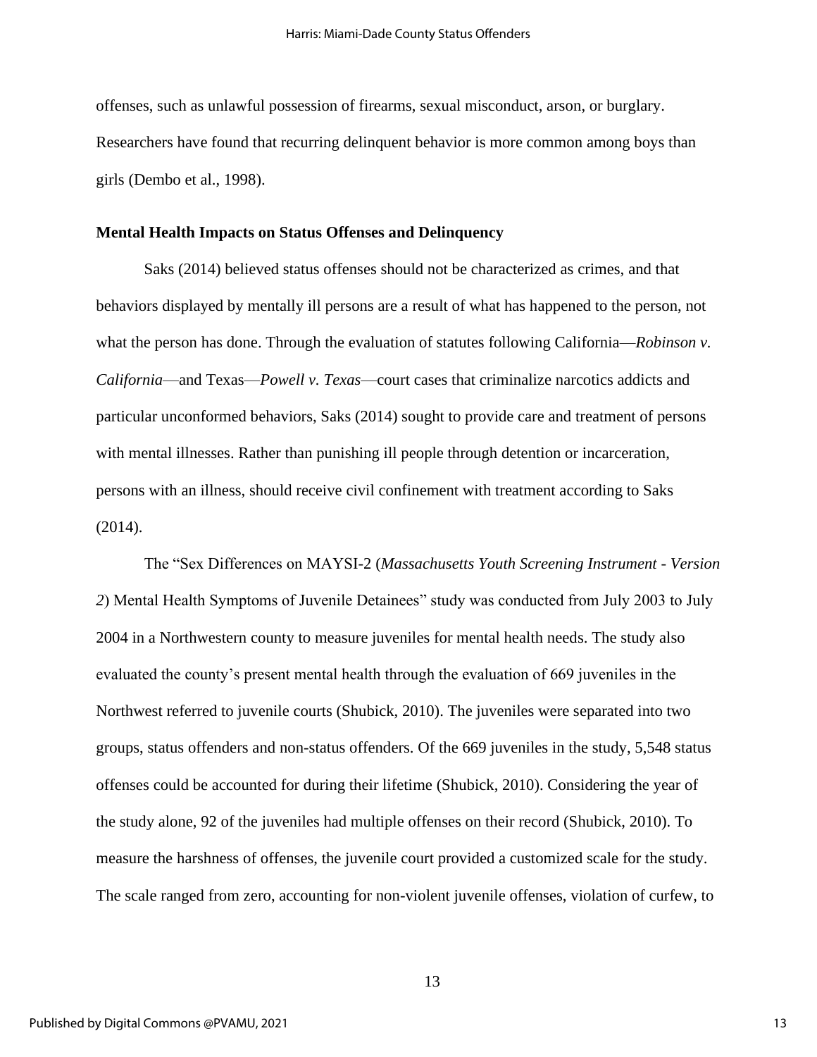offenses, such as unlawful possession of firearms, sexual misconduct, arson, or burglary. Researchers have found that recurring delinquent behavior is more common among boys than girls (Dembo et al., 1998).

**Mental Health Impacts on Status Offenses and Delinquency**

Saks (2014) believed status offenses should not be characterized as crimes, and that behaviors displayed by mentally ill persons are a result of what has happened to the person, not what the person has done. Through the evaluation of statutes following California—*Robinson v. California*—and Texas—*Powell v. Texas*—court cases that criminalize narcotics addicts and particular unconformed behaviors, Saks (2014) sought to provide care and treatment of persons with mental illnesses. Rather than punishing ill people through detention or incarceration, persons with an illness, should receive civil confinement with treatment according to Saks (2014).

The "Sex Differences on MAYSI-2 (*Massachusetts Youth Screening Instrument - Version 2*) Mental Health Symptoms of Juvenile Detainees" study was conducted from July 2003 to July 2004 in a Northwestern county to measure juveniles for mental health needs. The study also evaluated the county's present mental health through the evaluation of 669 juveniles in the Northwest referred to juvenile courts (Shubick, 2010). The juveniles were separated into two groups, status offenders and non-status offenders. Of the 669 juveniles in the study, 5,548 status offenses could be accounted for during their lifetime (Shubick, 2010). Considering the year of the study alone, 92 of the juveniles had multiple offenses on their record (Shubick, 2010). To measure the harshness of offenses, the juvenile court provided a customized scale for the study. The scale ranged from zero, accounting for non-violent juvenile offenses, violation of curfew, to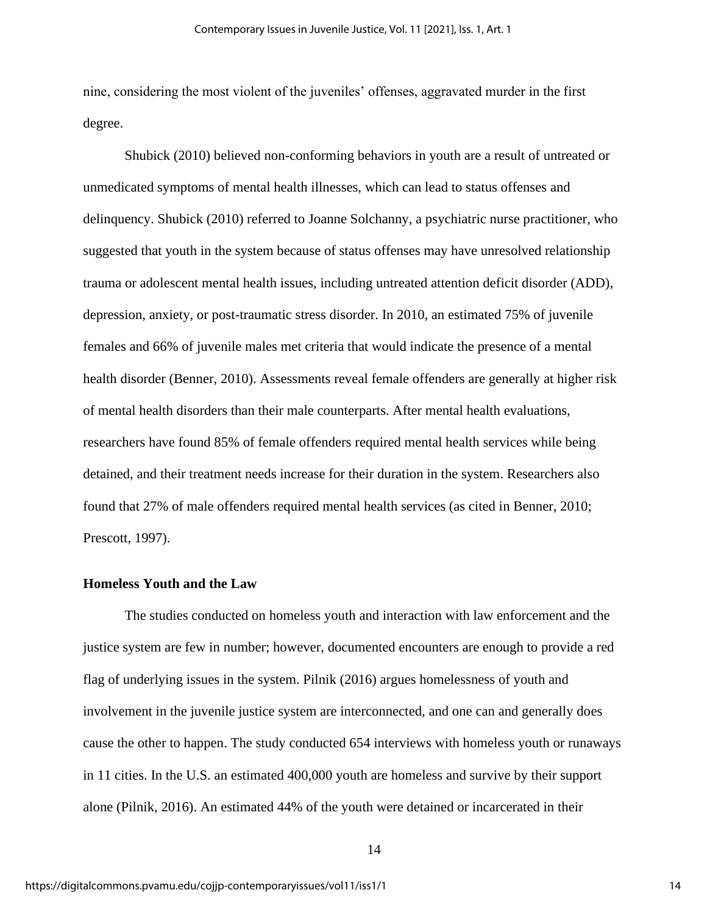nine, considering the most violent of the juveniles' offenses, aggravated murder in the first degree.

Shubick (2010) believed non-conforming behaviors in youth are a result of untreated or unmedicated symptoms of mental health illnesses, which can lead to status offenses and delinquency. Shubick (2010) referred to Joanne Solchanny, a psychiatric nurse practitioner, who suggested that youth in the system because of status offenses may have unresolved relationship trauma or adolescent mental health issues, including untreated attention deficit disorder (ADD), depression, anxiety, or post-traumatic stress disorder. In 2010, an estimated 75% of juvenile females and 66% of juvenile males met criteria that would indicate the presence of a mental health disorder (Benner, 2010). Assessments reveal female offenders are generally at higher risk of mental health disorders than their male counterparts. After mental health evaluations, researchers have found 85% of female offenders required mental health services while being detained, and their treatment needs increase for their duration in the system. Researchers also found that 27% of male offenders required mental health services (as cited in Benner, 2010; Prescott, 1997).

### Homeless Youth and the Law

The studies conducted on homeless youth and interaction with law enforcement and the justice system are few in number; however, documented encounters are enough to provide a red flag of underlying issues in the system. Pilnik (2016) argues homelessness of youth and involvement in the juvenile justice system are interconnected, and one can and generally does cause the other to happen. The study conducted 654 interviews with homeless youth or runaways in 11 cities. In the U.S. an estimated 400,000 youth are homeless and survive by their support alone (Pilnik, 2016). An estimated 44% of the youth were detained or incarcerated in their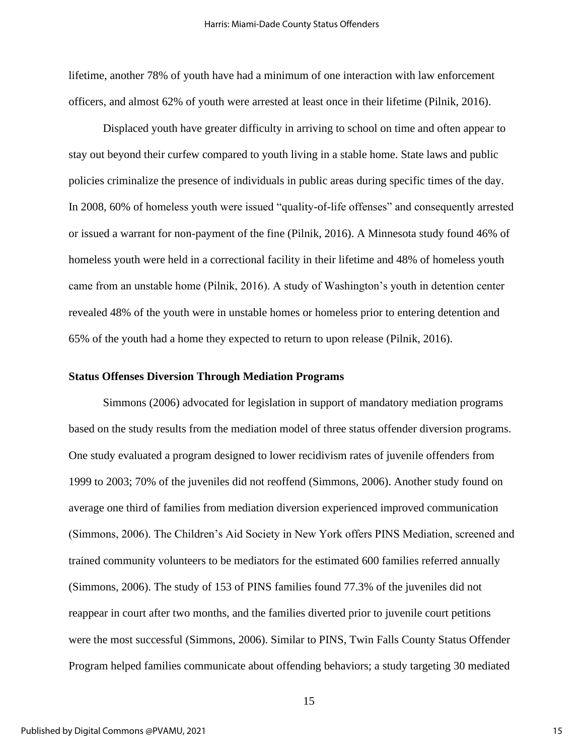lifetime, another 78% of youth have had a minimum of one interaction with law enforcement officers, and almost 62% of youth were arrested at least once in their lifetime (Pilnik, 2016).

Displaced youth have greater difficulty in arriving to school on time and often appear to stay out beyond their curfew compared to youth living in a stable home. State laws and public policies criminalize the presence of individuals in public areas during specific times of the day. In 2008, 60% of homeless youth were issued "quality-of-life offenses" and consequently arrested or issued a warrant for non-payment of the fine (Pilnik, 2016). A Minnesota study found 46% of homeless youth were held in a correctional facility in their lifetime and 48% of homeless youth came from an unstable home (Pilnik, 2016). A study of Washington's youth in detention center revealed 48% of the youth were in unstable homes or homeless prior to entering detention and 65% of the youth had a home they expected to return to upon release (Pilnik, 2016).

### Status Offenses Diversion Through Mediation Programs

Simmons (2006) advocated for legislation in support of mandatory mediation programs based on the study results from the mediation model of three status offender diversion programs. One study evaluated a program designed to lower recidivism rates of juvenile offenders from 1999 to 2003; 70% of the juveniles did not reoffend (Simmons, 2006). Another study found on average one third of families from mediation diversion experienced improved communication (Simmons, 2006). The Children's Aid Society in New York offers PINS Mediation, screened and trained community volunteers to be mediators for the estimated 600 families referred annually (Simmons, 2006). The study of 153 of PINS families found 77.3% of the juveniles did not reappear in court after two months, and the families diverted prior to juvenile court petitions were the most successful (Simmons, 2006). Similar to PINS, Twin Falls County Status Offender Program helped families communicate about offending behaviors; a study targeting 30 mediated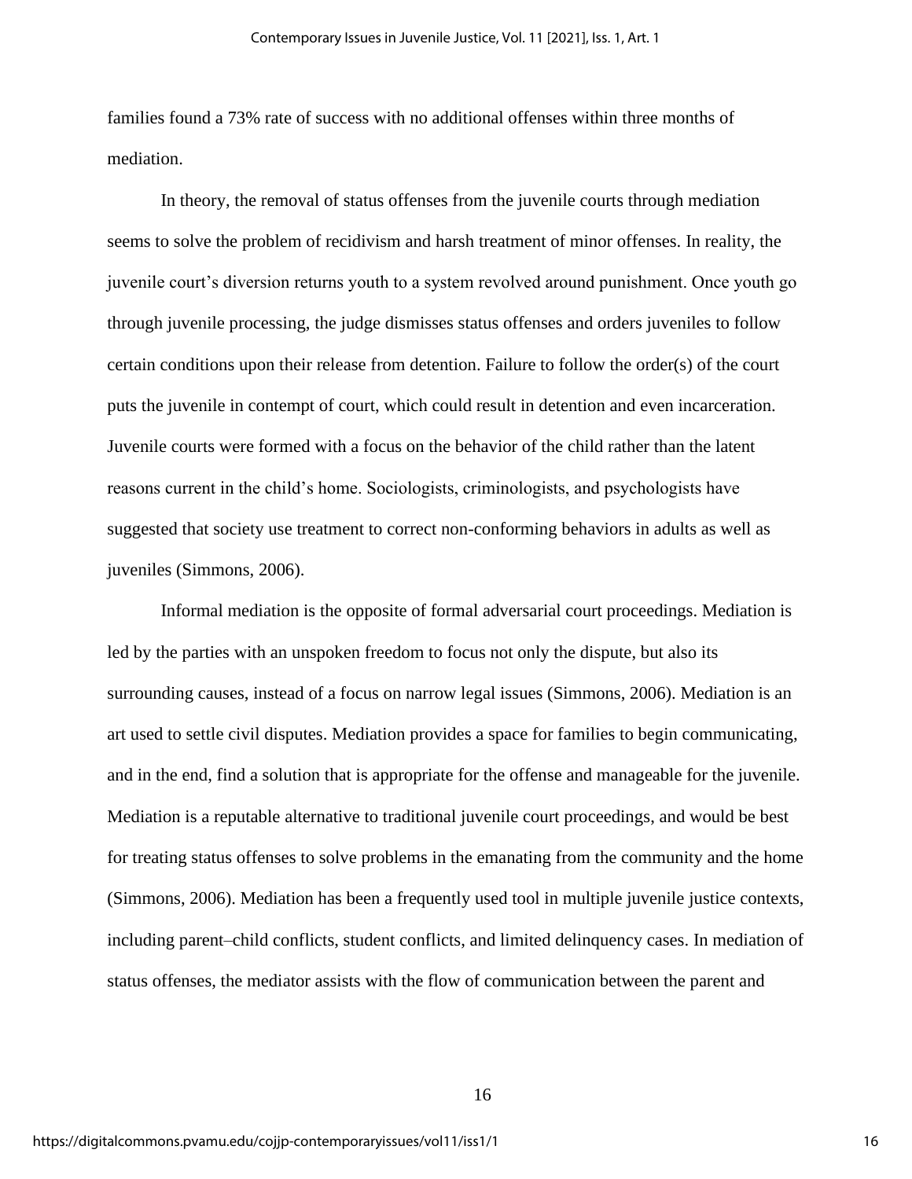families found a 73% rate of success with no additional offenses within three months of mediation.

In theory, the removal of status offenses from the juvenile courts through mediation seems to solve the problem of recidivism and harsh treatment of minor offenses. In reality, the juvenile court's diversion returns youth to a system revolved around punishment. Once youth go through juvenile processing, the judge dismisses status offenses and orders juveniles to follow certain conditions upon their release from detention. Failure to follow the order(s) of the court puts the juvenile in contempt of court, which could result in detention and even incarceration. Juvenile courts were formed with a focus on the behavior of the child rather than the latent reasons current in the child's home. Sociologists, criminologists, and psychologists have suggested that society use treatment to correct non-conforming behaviors in adults as well as juveniles (Simmons, 2006).

Informal mediation is the opposite of formal adversarial court proceedings. Mediation is led by the parties with an unspoken freedom to focus not only the dispute, but also its surrounding causes, instead of a focus on narrow legal issues (Simmons, 2006). Mediation is an art used to settle civil disputes. Mediation provides a space for families to begin communicating, and in the end, find a solution that is appropriate for the offense and manageable for the juvenile. Mediation is a reputable alternative to traditional juvenile court proceedings, and would be best for treating status offenses to solve problems in the emanating from the community and the home (Simmons, 2006). Mediation has been a frequently used tool in multiple juvenile justice contexts, including parent–child conflicts, student conflicts, and limited delinquency cases. In mediation of status offenses, the mediator assists with the flow of communication between the parent and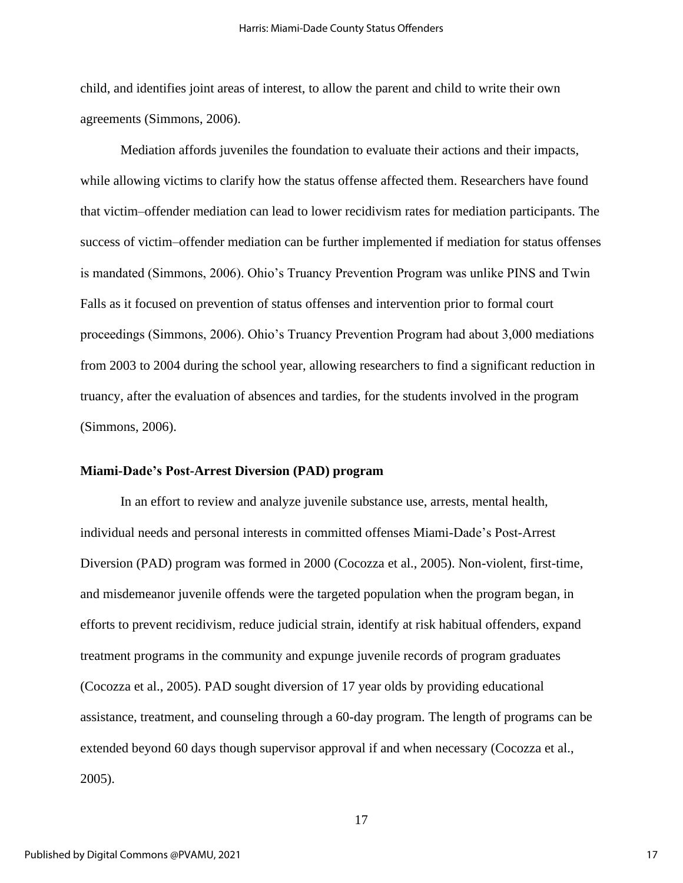child, and identifies joint areas of interest, to allow the parent and child to write their own agreements (Simmons, 2006).

Mediation affords juveniles the foundation to evaluate their actions and their impacts, while allowing victims to clarify how the status offense affected them. Researchers have found that victim–offender mediation can lead to lower recidivism rates for mediation participants. The success of victim–offender mediation can be further implemented if mediation for status offenses is mandated (Simmons, 2006). Ohio's Truancy Prevention Program was unlike PINS and Twin Falls as it focused on prevention of status offenses and intervention prior to formal court proceedings (Simmons, 2006). Ohio's Truancy Prevention Program had about 3,000 mediations from 2003 to 2004 during the school year, allowing researchers to find a significant reduction in truancy, after the evaluation of absences and tardies, for the students involved in the program (Simmons, 2006).

### Miami-Dade's Post-Arrest Diversion (PAD) program

In an effort to review and analyze juvenile substance use, arrests, mental health, individual needs and personal interests in committed offenses Miami-Dade's Post-Arrest Diversion (PAD) program was formed in 2000 (Cocozza et al., 2005). Non-violent, first-time, and misdemeanor juvenile offends were the targeted population when the program began, in efforts to prevent recidivism, reduce judicial strain, identify at risk habitual offenders, expand treatment programs in the community and expunge juvenile records of program graduates (Cocozza et al., 2005). PAD sought diversion of 17 year olds by providing educational assistance, treatment, and counseling through a 60-day program. The length of programs can be extended beyond 60 days though supervisor approval if and when necessary (Cocozza et al., 2005).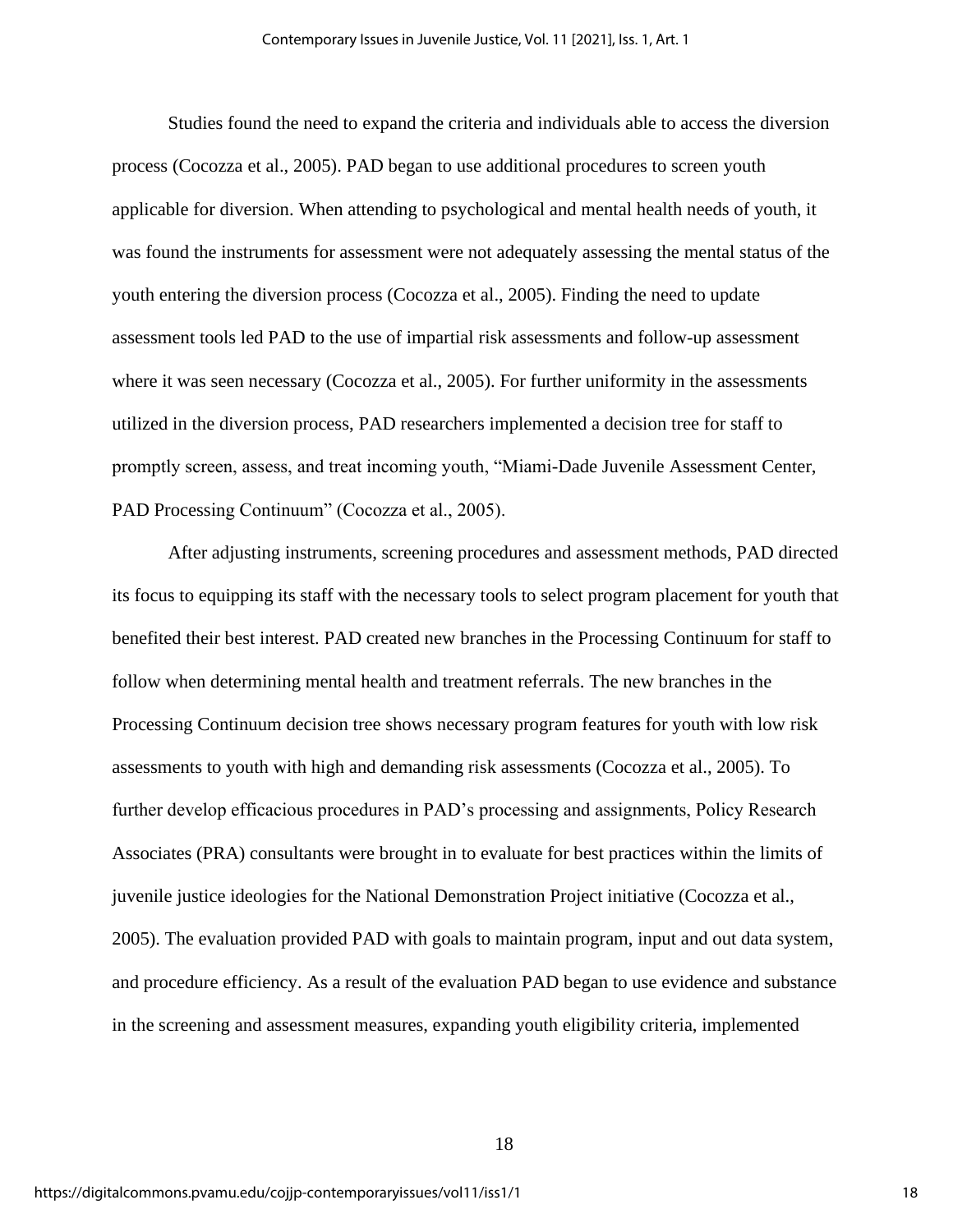Studies found the need to expand the criteria and individuals able to access the diversion process (Cocozza et al., 2005). PAD began to use additional procedures to screen youth applicable for diversion. When attending to psychological and mental health needs of youth, it was found the instruments for assessment were not adequately assessing the mental status of the youth entering the diversion process (Cocozza et al., 2005). Finding the need to update assessment tools led PAD to the use of impartial risk assessments and follow-up assessment where it was seen necessary (Cocozza et al., 2005). For further uniformity in the assessments utilized in the diversion process, PAD researchers implemented a decision tree for staff to promptly screen, assess, and treat incoming youth, "Miami-Dade Juvenile Assessment Center, PAD Processing Continuum" (Cocozza et al., 2005).

After adjusting instruments, screening procedures and assessment methods, PAD directed its focus to equipping its staff with the necessary tools to select program placement for youth that benefited their best interest. PAD created new branches in the Processing Continuum for staff to follow when determining mental health and treatment referrals. The new branches in the Processing Continuum decision tree shows necessary program features for youth with low risk assessments to youth with high and demanding risk assessments (Cocozza et al., 2005). To further develop efficacious procedures in PAD's processing and assignments, Policy Research Associates (PRA) consultants were brought in to evaluate for best practices within the limits of juvenile justice ideologies for the National Demonstration Project initiative (Cocozza et al., 2005). The evaluation provided PAD with goals to maintain program, input and out data system, and procedure efficiency. As a result of the evaluation PAD began to use evidence and substance in the screening and assessment measures, expanding youth eligibility criteria, implemented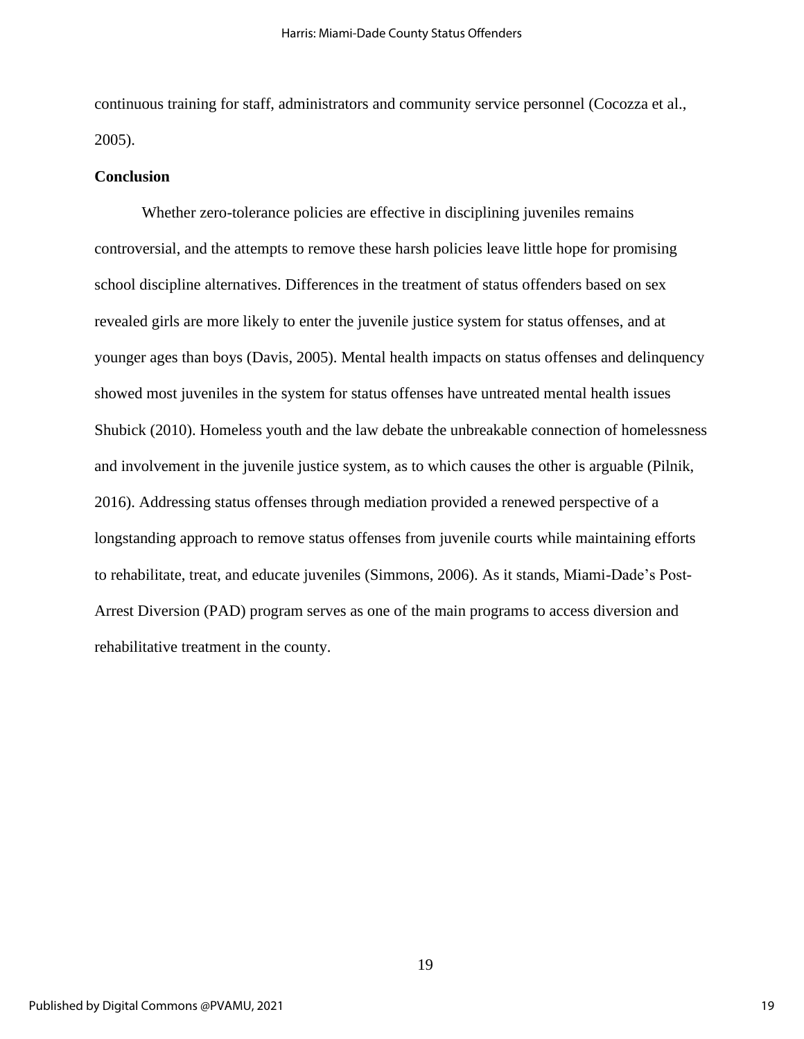continuous training for staff, administrators and community service personnel (Cocozza et al., 2005).

**Conclusion**

Whether zero-tolerance policies are effective in disciplining juveniles remains controversial, and the attempts to remove these harsh policies leave little hope for promising school discipline alternatives. Differences in the treatment of status offenders based on sex revealed girls are more likely to enter the juvenile justice system for status offenses, and at younger ages than boys (Davis, 2005). Mental health impacts on status offenses and delinquency showed most juveniles in the system for status offenses have untreated mental health issues Shubick (2010). Homeless youth and the law debate the unbreakable connection of homelessness and involvement in the juvenile justice system, as to which causes the other is arguable (Pilnik, 2016). Addressing status offenses through mediation provided a renewed perspective of a longstanding approach to remove status offenses from juvenile courts while maintaining efforts to rehabilitate, treat, and educate juveniles (Simmons, 2006). As it stands, Miami-Dade's Post-Arrest Diversion (PAD) program serves as one of the main programs to access diversion and rehabilitative treatment in the county.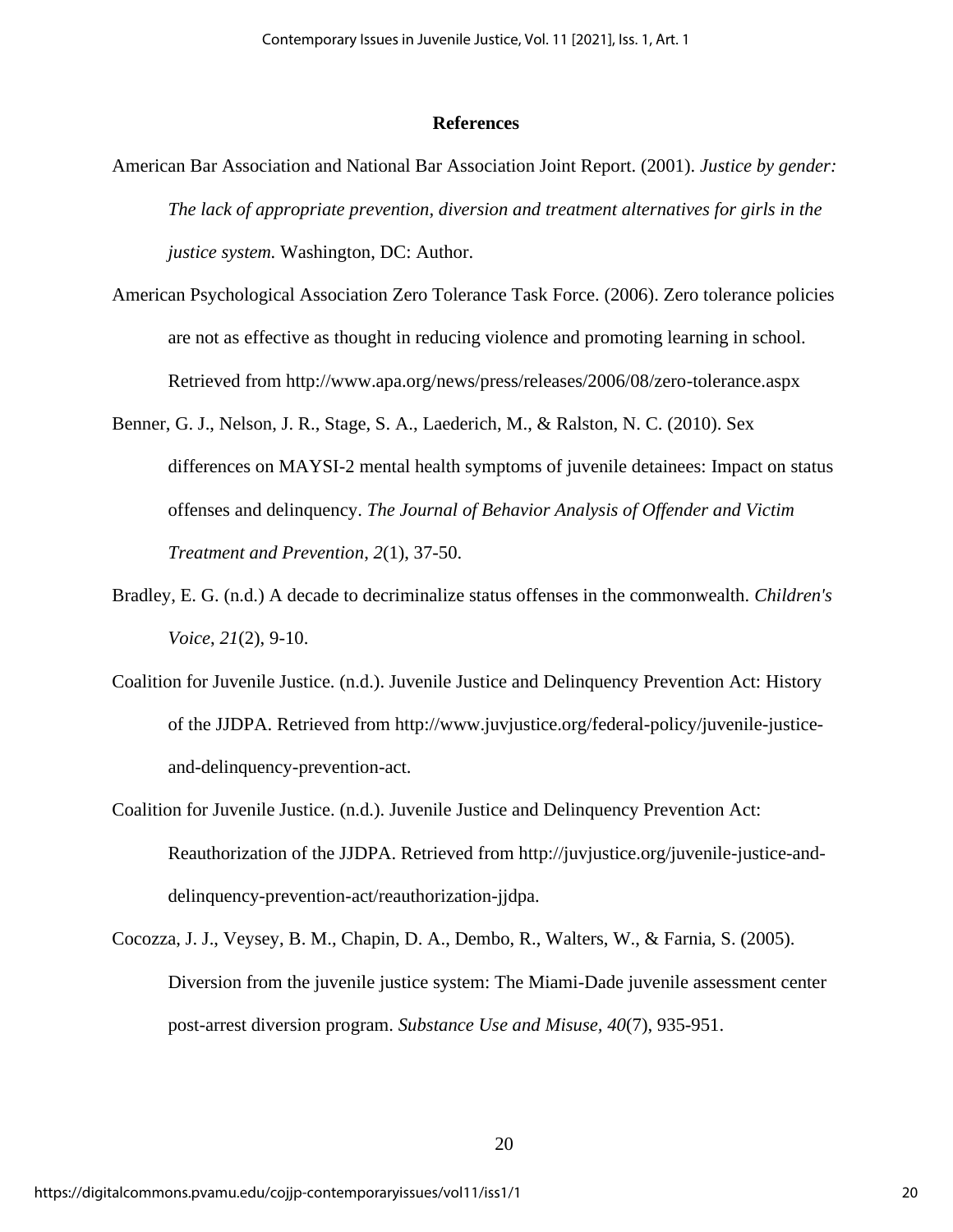## References

American Bar Association and National Bar Association Joint Report. (2001). *Justice by gender: The lack of appropriate prevention, diversion and treatment alternatives for girls in the justice system.* Washington, DC: Author.

American Psychological Association Zero Tolerance Task Force. (2006). Zero tolerance policies are not as effective as thought in reducing violence and promoting learning in school. Retrieved from http://www.apa.org/news/press/releases/2006/08/zero-tolerance.aspx

Benner, G. J., Nelson, J. R., Stage, S. A., Laederich, M., & Ralston, N. C. (2010). Sex differences on MAYSI-2 mental health symptoms of juvenile detainees: Impact on status offenses and delinquency. *The Journal of Behavior Analysis of Offender and Victim Treatment and Prevention*, *2*(1), 37-50.

Bradley, E. G. (n.d.) A decade to decriminalize status offenses in the commonwealth. *Children's Voice*, *21*(2), 9-10.

Coalition for Juvenile Justice. (n.d.). Juvenile Justice and Delinquency Prevention Act: History of the JJDPA. Retrieved from http://www.juvjustice.org/federal-policy/juvenile-justice-and-delinquency-prevention-act.

Coalition for Juvenile Justice. (n.d.). Juvenile Justice and Delinquency Prevention Act: Reauthorization of the JJDPA. Retrieved from http://juvjustice.org/juvenile-justice-and-delinquency-prevention-act/reauthorization-jjdpa.

Cocozza, J. J., Veysey, B. M., Chapin, D. A., Dembo, R., Walters, W., & Farnia, S. (2005). Diversion from the juvenile justice system: The Miami-Dade juvenile assessment center post-arrest diversion program. *Substance Use and Misuse*, *40*(7), 935-951.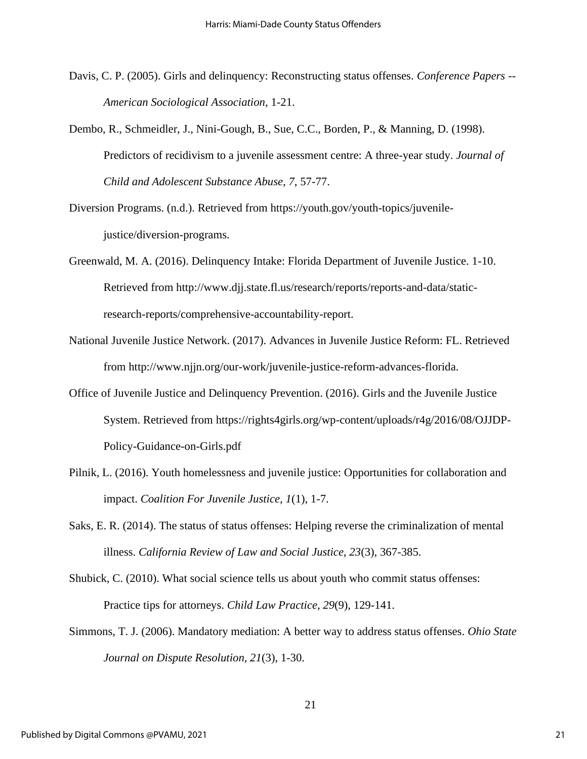Davis, C. P. (2005). Girls and delinquency: Reconstructing status offenses. *Conference Papers -- American Sociological Association*, 1-21.

Dembo, R., Schmeidler, J., Nini-Gough, B., Sue, C.C., Borden, P., & Manning, D. (1998). Predictors of recidivism to a juvenile assessment centre: A three-year study. *Journal of Child and Adolescent Substance Abuse*, *7*, 57-77.

Diversion Programs. (n.d.). Retrieved from https://youth.gov/youth-topics/juvenile-justice/diversion-programs.

Greenwald, M. A. (2016). Delinquency Intake: Florida Department of Juvenile Justice. 1-10. Retrieved from http://www.djj.state.fl.us/research/reports/reports-and-data/static-research-reports/comprehensive-accountability-report.

National Juvenile Justice Network. (2017). Advances in Juvenile Justice Reform: FL. Retrieved from http://www.njjn.org/our-work/juvenile-justice-reform-advances-florida.

Office of Juvenile Justice and Delinquency Prevention. (2016). Girls and the Juvenile Justice System. Retrieved from https://rights4girls.org/wp-content/uploads/r4g/2016/08/OJJDP-Policy-Guidance-on-Girls.pdf

Pilnik, L. (2016). Youth homelessness and juvenile justice: Opportunities for collaboration and impact. *Coalition For Juvenile Justice, 1*(1), 1-7.

Saks, E. R. (2014). The status of status offenses: Helping reverse the criminalization of mental illness. *California Review of Law and Social Justice, 23*(3), 367-385.

Shubick, C. (2010). What social science tells us about youth who commit status offenses: Practice tips for attorneys. *Child Law Practice, 29*(9), 129-141.

Simmons, T. J. (2006). Mandatory mediation: A better way to address status offenses. *Ohio State Journal on Dispute Resolution, 21*(3), 1-30.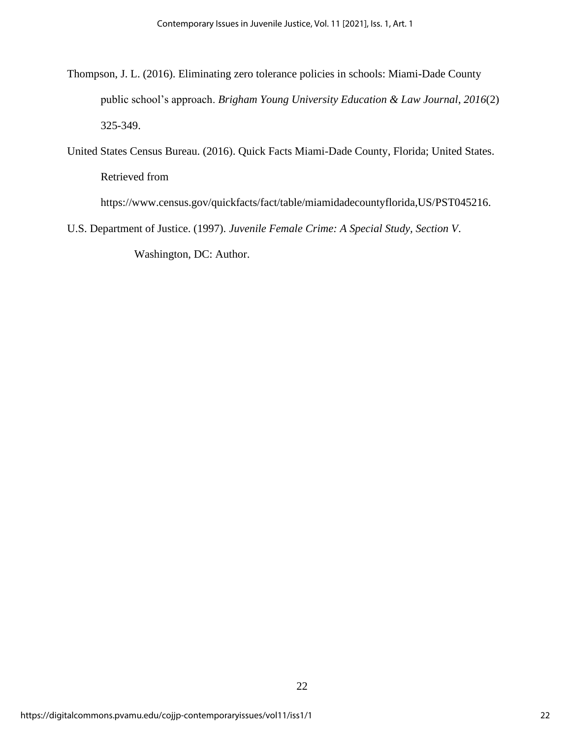Thompson, J. L. (2016). Eliminating zero tolerance policies in schools: Miami-Dade County public school's approach. *Brigham Young University Education & Law Journal*, *2016*(2) 325-349.

United States Census Bureau. (2016). Quick Facts Miami-Dade County, Florida; United States. Retrieved from https://www.census.gov/quickfacts/fact/table/miamidadecountyflorida,US/PST045216.

U.S. Department of Justice. (1997). *Juvenile Female Crime: A Special Study, Section V*. Washington, DC: Author.